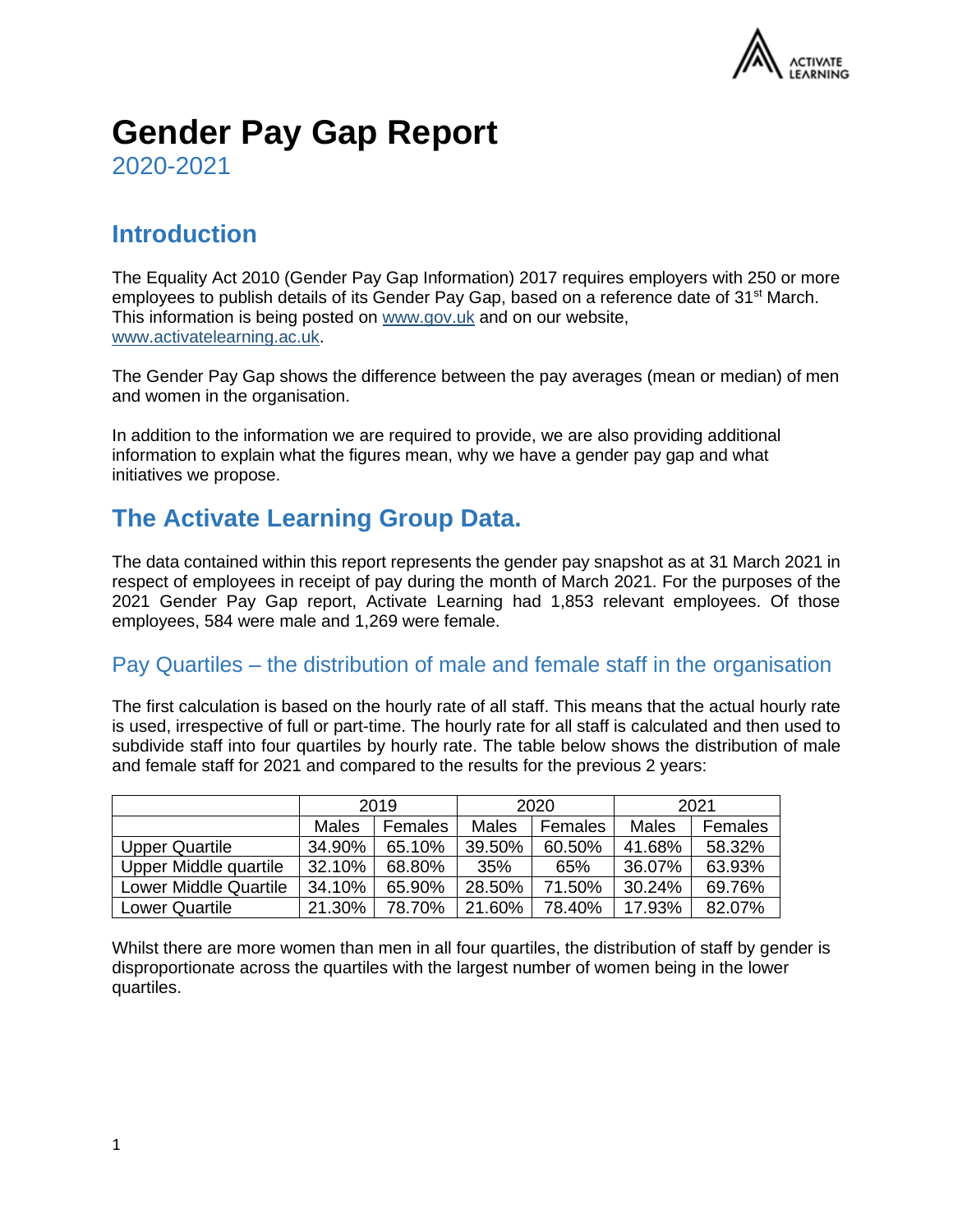# Gender Pay Gap Report

2020-2021

## Introduction

The Equality Act 2010 (Gender Pay Gap Information) 2017 requires employers with 250 or more employees to publish details of its Gender Pay Gap, based on a reference date of 31st March. This information is being posted on www.gov.uk and on our website, www.activatelearning.ac.uk.

The Gender Pay Gap shows the difference between the pay averages (mean or median) of men and women in the organisation.

In addition to the information we are required to provide, we are also providing additional information to explain what the figures mean, why we have a gender pay gap and what initiatives we propose.

## The Activate Learning Group Data.

The data contained within this report represents the gender pay snapshot as at 31 March 2021 in respect of employees in receipt of pay during the month of March 2021. For the purposes of the 2021 Gender Pay Gap report, Activate Learning had 1,853 relevant employees. Of those employees, 584 were male and 1,269 were female.

### Pay Quartiles – the distribution of male and female staff in the organisation

The first calculation is based on the hourly rate of all staff. This means that the actual hourly rate is used, irrespective of full or part-time. The hourly rate for all staff is calculated and then used to subdivide staff into four quartiles by hourly rate. The table below shows the distribution of male and female staff for 2021 and compared to the results for the previous 2 years:

| | 2019 | | 2020 | | 2021 | |
|---|---|---|---|---|---|---|
| | Males | Females | Males | Females | Males | Females |
| Upper Quartile | 34.90% | 65.10% | 39.50% | 60.50% | 41.68% | 58.32% |
| Upper Middle quartile | 32.10% | 68.80% | 35% | 65% | 36.07% | 63.93% |
| Lower Middle Quartile | 34.10% | 65.90% | 28.50% | 71.50% | 30.24% | 69.76% |
| Lower Quartile | 21.30% | 78.70% | 21.60% | 78.40% | 17.93% | 82.07% |

Whilst there are more women than men in all four quartiles, the distribution of staff by gender is disproportionate across the quartiles with the largest number of women being in the lower quartiles.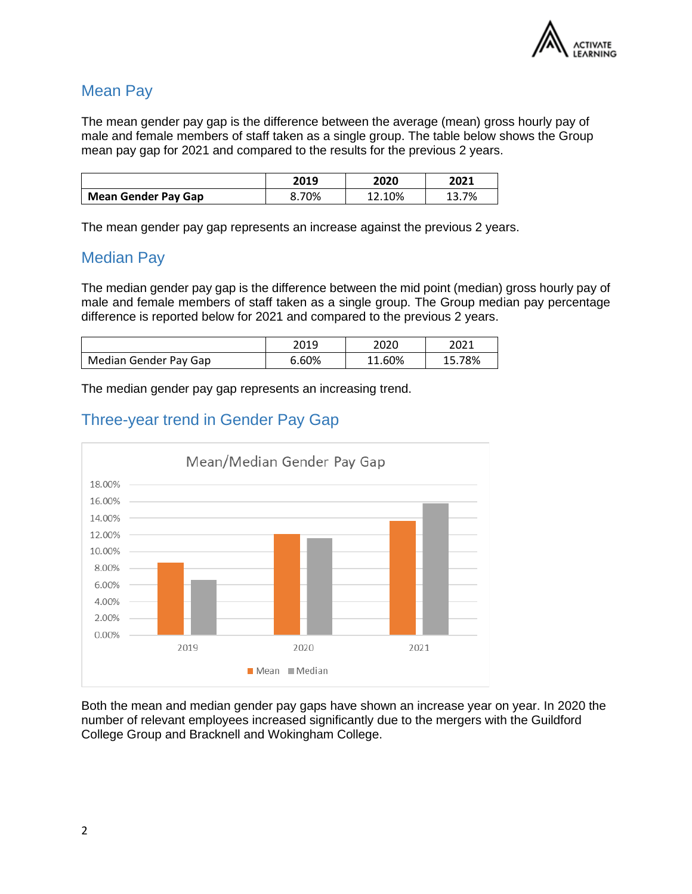## Mean Pay

The mean gender pay gap is the difference between the average (mean) gross hourly pay of male and female members of staff taken as a single group. The table below shows the Group mean pay gap for 2021 and compared to the results for the previous 2 years.

| | 2019 | 2020 | 2021 |
|---|---|---|---|
| **Mean Gender Pay Gap** | 8.70% | 12.10% | 13.7% |

The mean gender pay gap represents an increase against the previous 2 years.

## Median Pay

The median gender pay gap is the difference between the mid point (median) gross hourly pay of male and female members of staff taken as a single group. The Group median pay percentage difference is reported below for 2021 and compared to the previous 2 years.

| | 2019 | 2020 | 2021 |
|---|---|---|---|
| Median Gender Pay Gap | 6.60% | 11.60% | 15.78% |

The median gender pay gap represents an increasing trend.

## Three-year trend in Gender Pay Gap

Mean/Median Gender Pay Gap

| | Mean | Median |
|---|---|---|
| 2019 | 8.70% | 6.60% |
| 2020 | 12.10% | 11.60% |
| 2021 | 13.7% | 15.78% |

Both the mean and median gender pay gaps have shown an increase year on year. In 2020 the number of relevant employees increased significantly due to the mergers with the Guildford College Group and Bracknell and Wokingham College.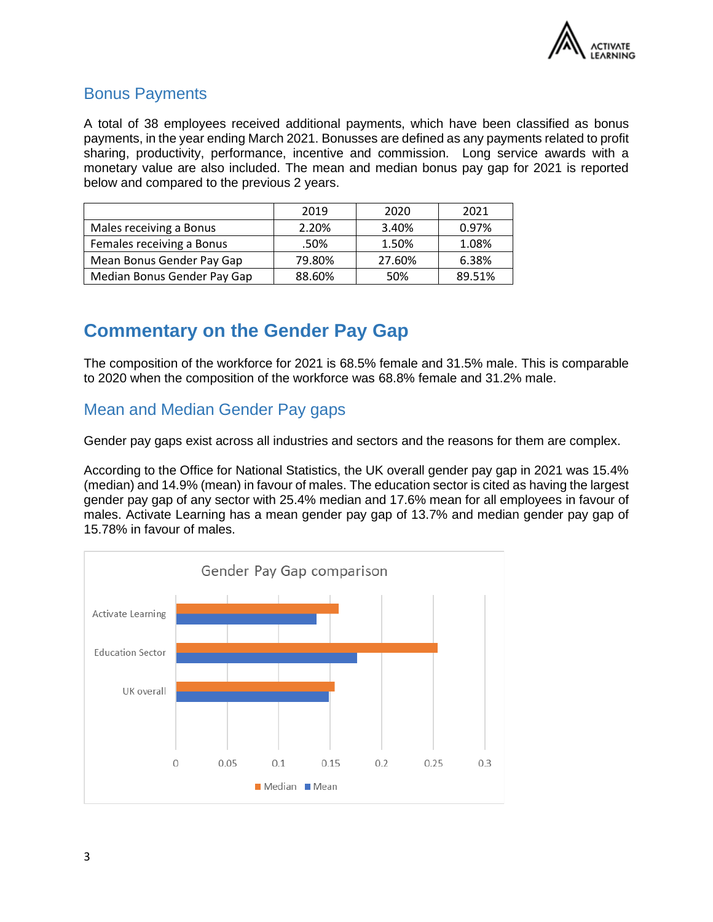## Bonus Payments

A total of 38 employees received additional payments, which have been classified as bonus payments, in the year ending March 2021. Bonusses are defined as any payments related to profit sharing, productivity, performance, incentive and commission. Long service awards with a monetary value are also included. The mean and median bonus pay gap for 2021 is reported below and compared to the previous 2 years.

| | 2019 | 2020 | 2021 |
|---|---|---|---|
| Males receiving a Bonus | 2.20% | 3.40% | 0.97% |
| Females receiving a Bonus | .50% | 1.50% | 1.08% |
| Mean Bonus Gender Pay Gap | 79.80% | 27.60% | 6.38% |
| Median Bonus Gender Pay Gap | 88.60% | 50% | 89.51% |

# Commentary on the Gender Pay Gap

The composition of the workforce for 2021 is 68.5% female and 31.5% male. This is comparable to 2020 when the composition of the workforce was 68.8% female and 31.2% male.

## Mean and Median Gender Pay gaps

Gender pay gaps exist across all industries and sectors and the reasons for them are complex.

According to the Office for National Statistics, the UK overall gender pay gap in 2021 was 15.4% (median) and 14.9% (mean) in favour of males. The education sector is cited as having the largest gender pay gap of any sector with 25.4% median and 17.6% mean for all employees in favour of males. Activate Learning has a mean gender pay gap of 13.7% and median gender pay gap of 15.78% in favour of males.

Gender Pay Gap comparison

| | Median | Mean |
|---|---|---|
| Activate Learning | 0.1578 | 0.137 |
| Education Sector | 0.254 | 0.176 |
| UK overall | 0.154 | 0.149 |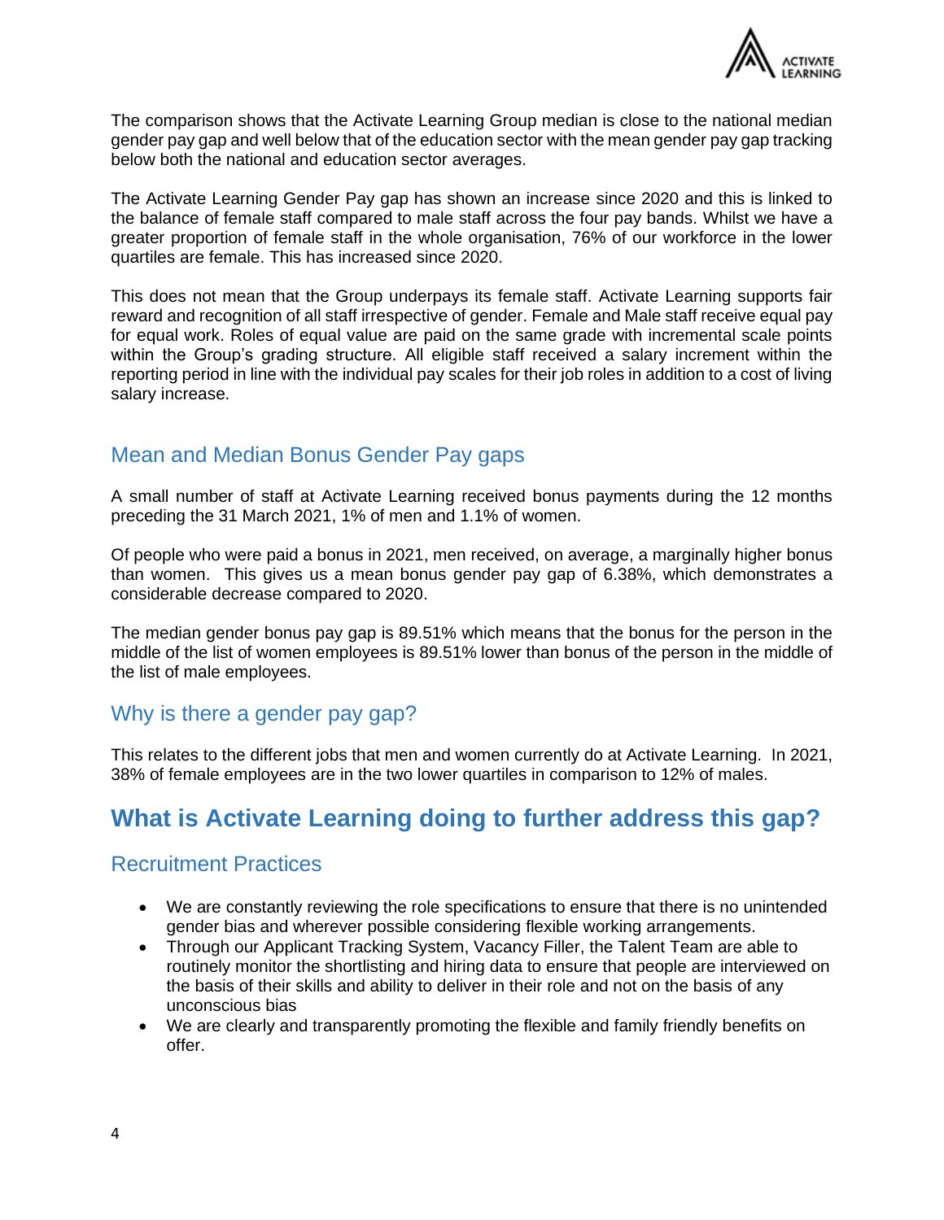The comparison shows that the Activate Learning Group median is close to the national median gender pay gap and well below that of the education sector with the mean gender pay gap tracking below both the national and education sector averages.

The Activate Learning Gender Pay gap has shown an increase since 2020 and this is linked to the balance of female staff compared to male staff across the four pay bands. Whilst we have a greater proportion of female staff in the whole organisation, 76% of our workforce in the lower quartiles are female. This has increased since 2020.

This does not mean that the Group underpays its female staff. Activate Learning supports fair reward and recognition of all staff irrespective of gender. Female and Male staff receive equal pay for equal work. Roles of equal value are paid on the same grade with incremental scale points within the Group's grading structure. All eligible staff received a salary increment within the reporting period in line with the individual pay scales for their job roles in addition to a cost of living salary increase.

## Mean and Median Bonus Gender Pay gaps

A small number of staff at Activate Learning received bonus payments during the 12 months preceding the 31 March 2021, 1% of men and 1.1% of women.

Of people who were paid a bonus in 2021, men received, on average, a marginally higher bonus than women. This gives us a mean bonus gender pay gap of 6.38%, which demonstrates a considerable decrease compared to 2020.

The median gender bonus pay gap is 89.51% which means that the bonus for the person in the middle of the list of women employees is 89.51% lower than bonus of the person in the middle of the list of male employees.

## Why is there a gender pay gap?

This relates to the different jobs that men and women currently do at Activate Learning. In 2021, 38% of female employees are in the two lower quartiles in comparison to 12% of males.

# What is Activate Learning doing to further address this gap?

## Recruitment Practices

- We are constantly reviewing the role specifications to ensure that there is no unintended gender bias and wherever possible considering flexible working arrangements.
- Through our Applicant Tracking System, Vacancy Filler, the Talent Team are able to routinely monitor the shortlisting and hiring data to ensure that people are interviewed on the basis of their skills and ability to deliver in their role and not on the basis of any unconscious bias
- We are clearly and transparently promoting the flexible and family friendly benefits on offer.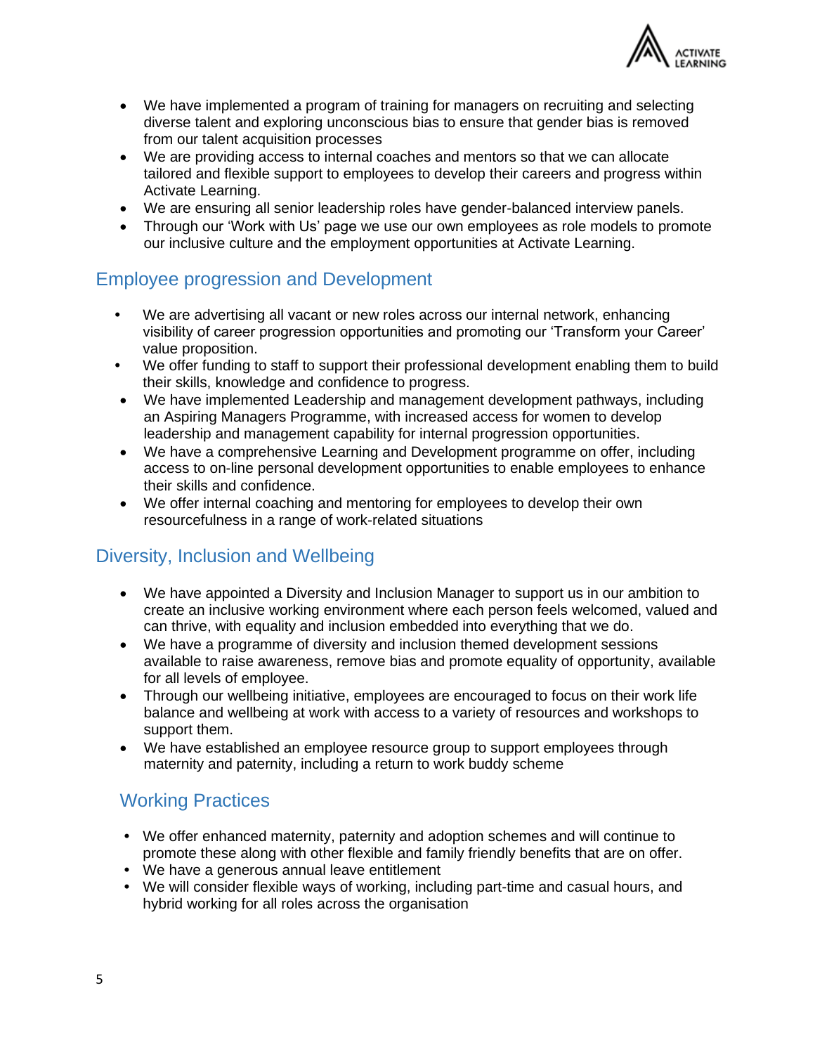- We have implemented a program of training for managers on recruiting and selecting diverse talent and exploring unconscious bias to ensure that gender bias is removed from our talent acquisition processes
- We are providing access to internal coaches and mentors so that we can allocate tailored and flexible support to employees to develop their careers and progress within Activate Learning.
- We are ensuring all senior leadership roles have gender-balanced interview panels.
- Through our 'Work with Us' page we use our own employees as role models to promote our inclusive culture and the employment opportunities at Activate Learning.

## Employee progression and Development

- We are advertising all vacant or new roles across our internal network, enhancing visibility of career progression opportunities and promoting our 'Transform your Career' value proposition.
- We offer funding to staff to support their professional development enabling them to build their skills, knowledge and confidence to progress.
- We have implemented Leadership and management development pathways, including an Aspiring Managers Programme, with increased access for women to develop leadership and management capability for internal progression opportunities.
- We have a comprehensive Learning and Development programme on offer, including access to on-line personal development opportunities to enable employees to enhance their skills and confidence.
- We offer internal coaching and mentoring for employees to develop their own resourcefulness in a range of work-related situations

## Diversity, Inclusion and Wellbeing

- We have appointed a Diversity and Inclusion Manager to support us in our ambition to create an inclusive working environment where each person feels welcomed, valued and can thrive, with equality and inclusion embedded into everything that we do.
- We have a programme of diversity and inclusion themed development sessions available to raise awareness, remove bias and promote equality of opportunity, available for all levels of employee.
- Through our wellbeing initiative, employees are encouraged to focus on their work life balance and wellbeing at work with access to a variety of resources and workshops to support them.
- We have established an employee resource group to support employees through maternity and paternity, including a return to work buddy scheme

## Working Practices

- We offer enhanced maternity, paternity and adoption schemes and will continue to promote these along with other flexible and family friendly benefits that are on offer.
- We have a generous annual leave entitlement
- We will consider flexible ways of working, including part-time and casual hours, and hybrid working for all roles across the organisation